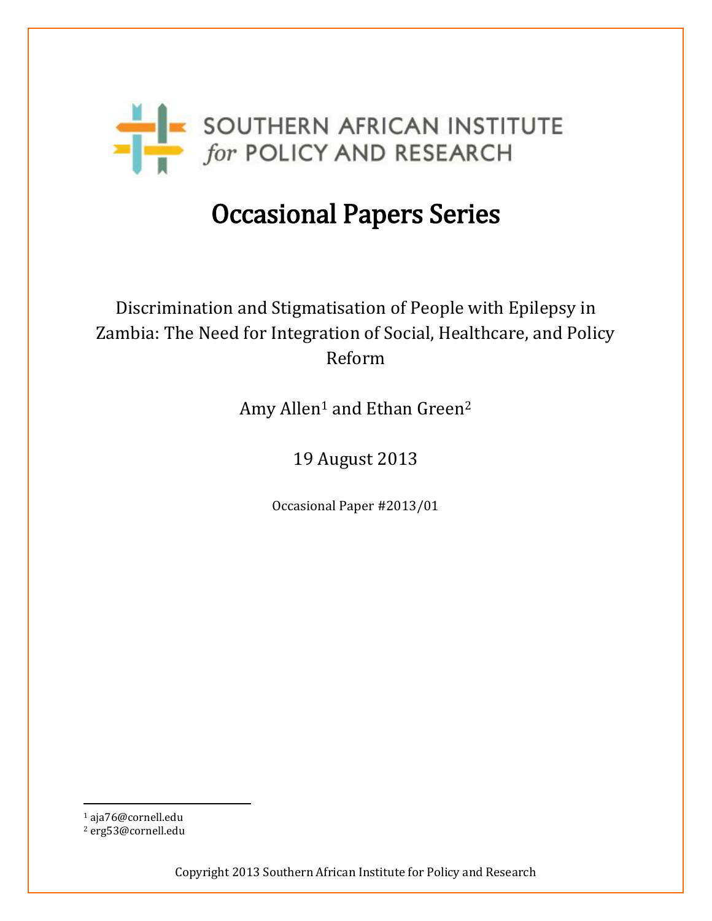SOUTHERN AFRICAN INSTITUTE *for* POLICY AND RESEARCH

# Occasional Papers Series

Discrimination and Stigmatisation of People with Epilepsy in Zambia: The Need for Integration of Social, Healthcare, and Policy Reform

Amy Allen[1] and Ethan Green[2]

19 August 2013

Occasional Paper #2013/01

[1] aja76@cornell.edu
[2] erg53@cornell.edu

Copyright 2013 Southern African Institute for Policy and Research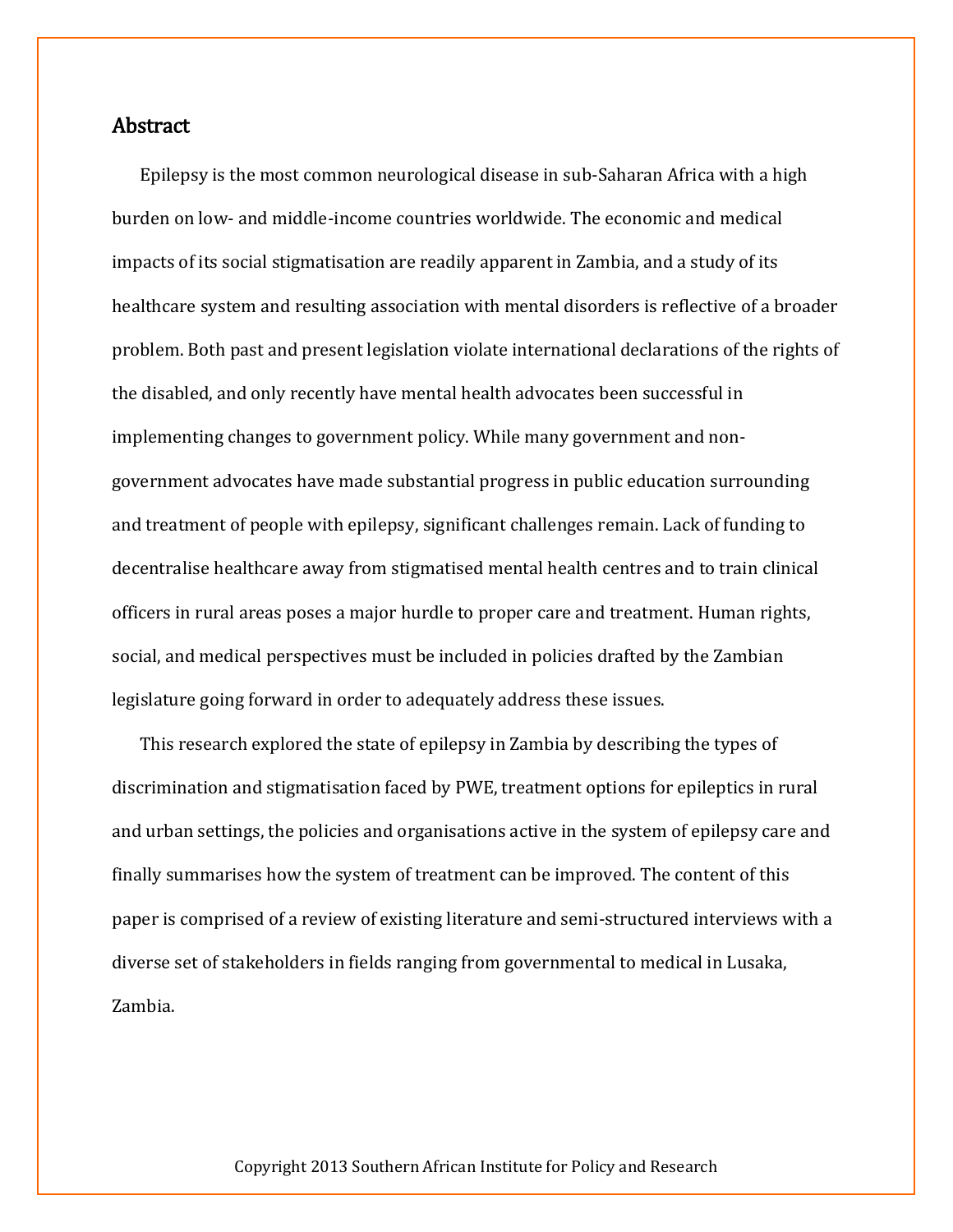## Abstract

Epilepsy is the most common neurological disease in sub-Saharan Africa with a high burden on low- and middle-income countries worldwide. The economic and medical impacts of its social stigmatisation are readily apparent in Zambia, and a study of its healthcare system and resulting association with mental disorders is reflective of a broader problem. Both past and present legislation violate international declarations of the rights of the disabled, and only recently have mental health advocates been successful in implementing changes to government policy. While many government and non-government advocates have made substantial progress in public education surrounding and treatment of people with epilepsy, significant challenges remain. Lack of funding to decentralise healthcare away from stigmatised mental health centres and to train clinical officers in rural areas poses a major hurdle to proper care and treatment. Human rights, social, and medical perspectives must be included in policies drafted by the Zambian legislature going forward in order to adequately address these issues.

This research explored the state of epilepsy in Zambia by describing the types of discrimination and stigmatisation faced by PWE, treatment options for epileptics in rural and urban settings, the policies and organisations active in the system of epilepsy care and finally summarises how the system of treatment can be improved. The content of this paper is comprised of a review of existing literature and semi-structured interviews with a diverse set of stakeholders in fields ranging from governmental to medical in Lusaka, Zambia.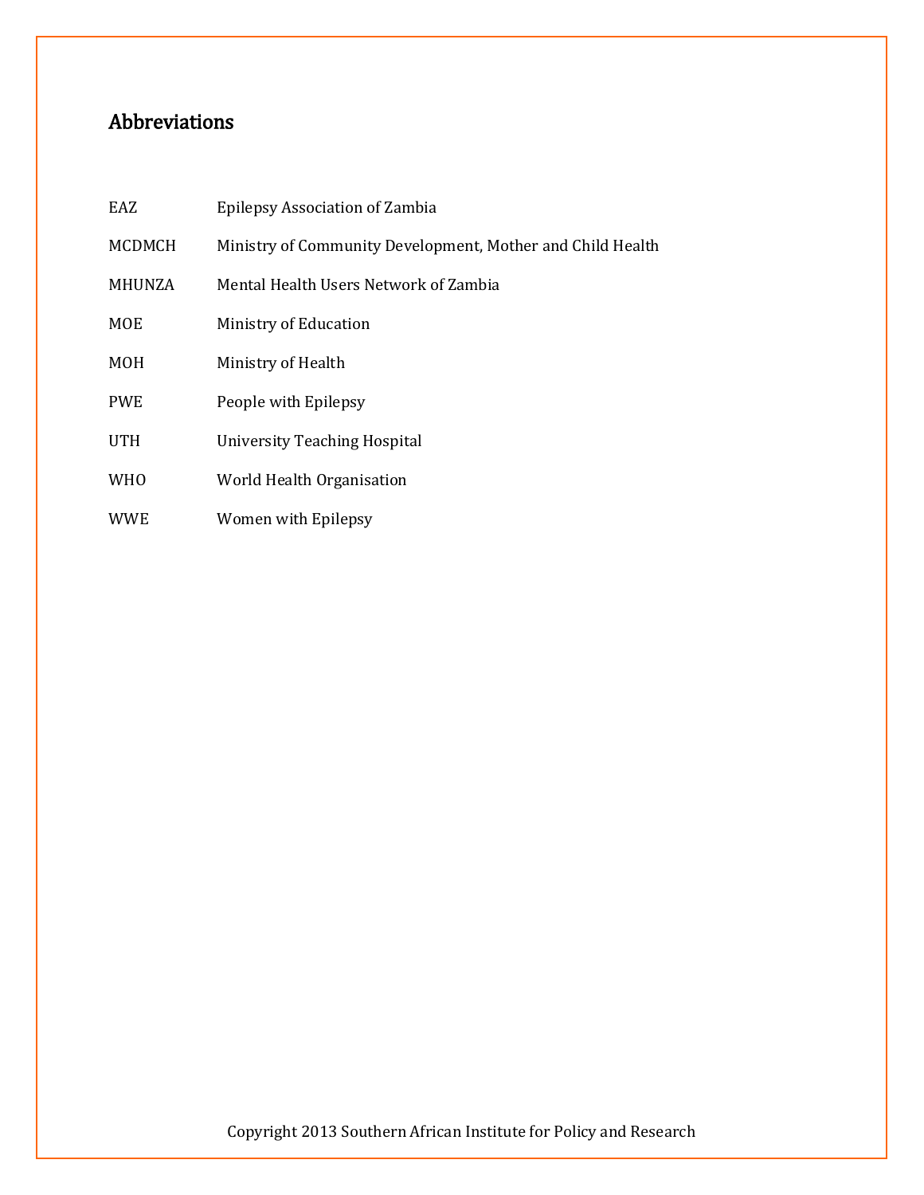## Abbreviations

| | |
|---|---|
| EAZ | Epilepsy Association of Zambia |
| MCDMCH | Ministry of Community Development, Mother and Child Health |
| MHUNZA | Mental Health Users Network of Zambia |
| MOE | Ministry of Education |
| MOH | Ministry of Health |
| PWE | People with Epilepsy |
| UTH | University Teaching Hospital |
| WHO | World Health Organisation |
| WWE | Women with Epilepsy |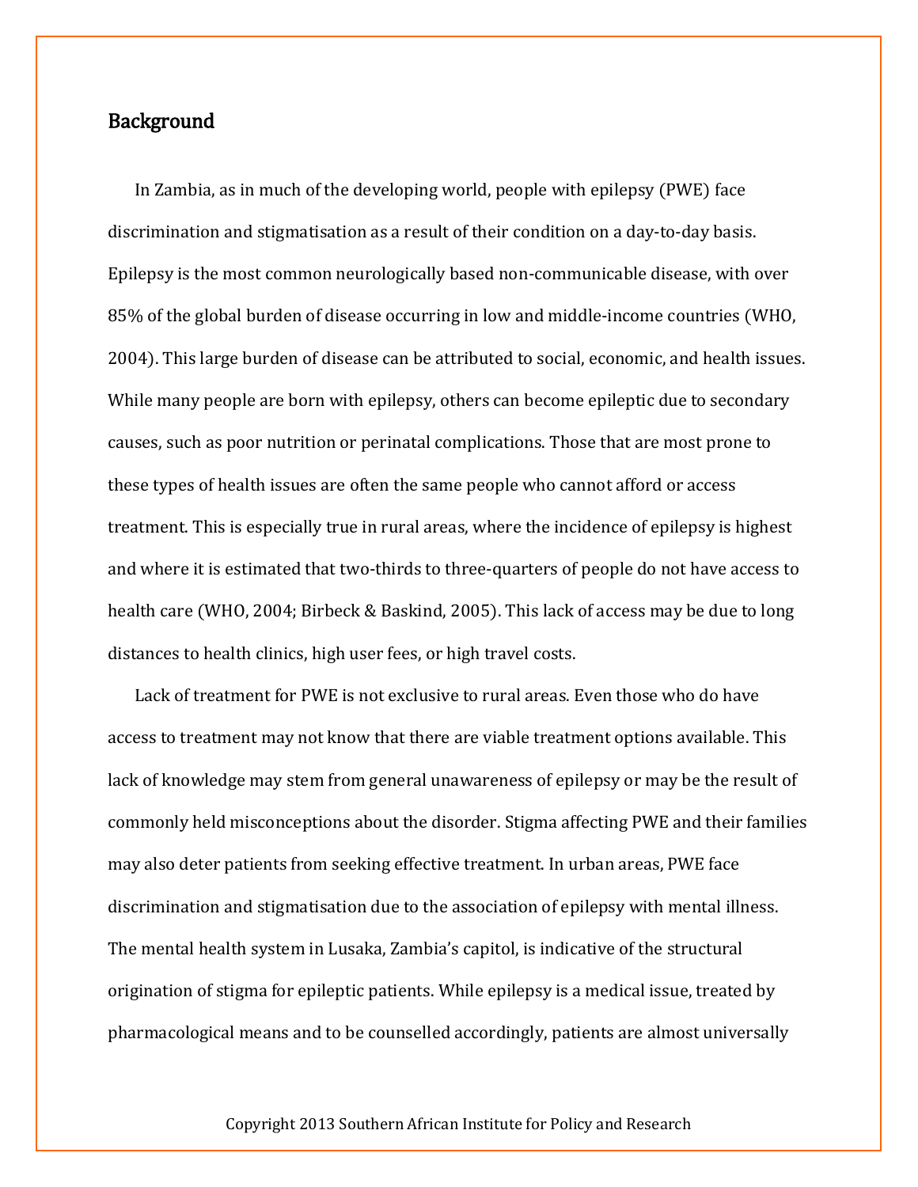## Background

In Zambia, as in much of the developing world, people with epilepsy (PWE) face discrimination and stigmatisation as a result of their condition on a day-to-day basis. Epilepsy is the most common neurologically based non-communicable disease, with over 85% of the global burden of disease occurring in low and middle-income countries (WHO, 2004). This large burden of disease can be attributed to social, economic, and health issues. While many people are born with epilepsy, others can become epileptic due to secondary causes, such as poor nutrition or perinatal complications. Those that are most prone to these types of health issues are often the same people who cannot afford or access treatment. This is especially true in rural areas, where the incidence of epilepsy is highest and where it is estimated that two-thirds to three-quarters of people do not have access to health care (WHO, 2004; Birbeck & Baskind, 2005). This lack of access may be due to long distances to health clinics, high user fees, or high travel costs.

Lack of treatment for PWE is not exclusive to rural areas. Even those who do have access to treatment may not know that there are viable treatment options available. This lack of knowledge may stem from general unawareness of epilepsy or may be the result of commonly held misconceptions about the disorder. Stigma affecting PWE and their families may also deter patients from seeking effective treatment. In urban areas, PWE face discrimination and stigmatisation due to the association of epilepsy with mental illness. The mental health system in Lusaka, Zambia's capitol, is indicative of the structural origination of stigma for epileptic patients. While epilepsy is a medical issue, treated by pharmacological means and to be counselled accordingly, patients are almost universally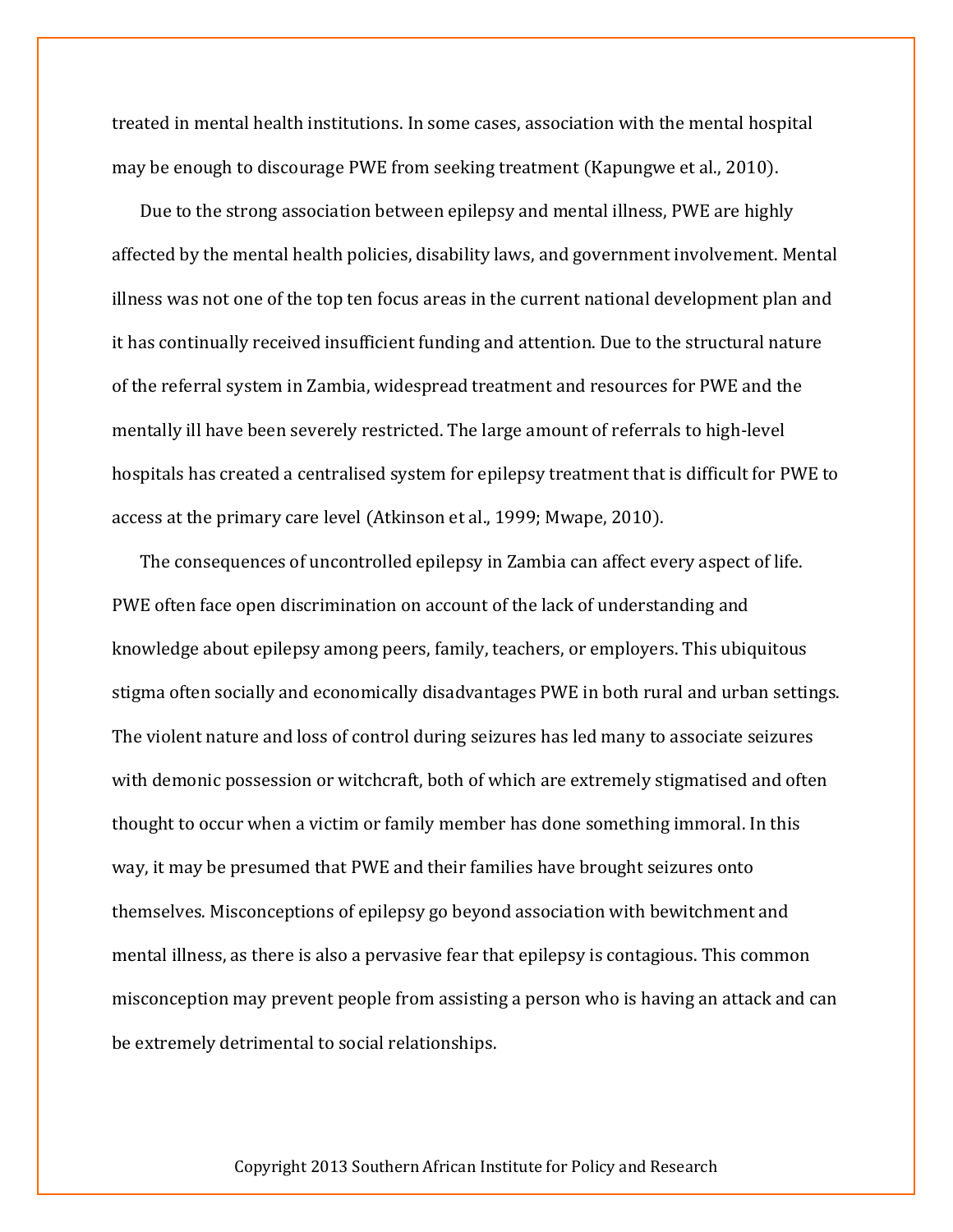treated in mental health institutions. In some cases, association with the mental hospital may be enough to discourage PWE from seeking treatment (Kapungwe et al., 2010).

Due to the strong association between epilepsy and mental illness, PWE are highly affected by the mental health policies, disability laws, and government involvement. Mental illness was not one of the top ten focus areas in the current national development plan and it has continually received insufficient funding and attention. Due to the structural nature of the referral system in Zambia, widespread treatment and resources for PWE and the mentally ill have been severely restricted. The large amount of referrals to high-level hospitals has created a centralised system for epilepsy treatment that is difficult for PWE to access at the primary care level (Atkinson et al., 1999; Mwape, 2010).

The consequences of uncontrolled epilepsy in Zambia can affect every aspect of life. PWE often face open discrimination on account of the lack of understanding and knowledge about epilepsy among peers, family, teachers, or employers. This ubiquitous stigma often socially and economically disadvantages PWE in both rural and urban settings. The violent nature and loss of control during seizures has led many to associate seizures with demonic possession or witchcraft, both of which are extremely stigmatised and often thought to occur when a victim or family member has done something immoral. In this way, it may be presumed that PWE and their families have brought seizures onto themselves. Misconceptions of epilepsy go beyond association with bewitchment and mental illness, as there is also a pervasive fear that epilepsy is contagious. This common misconception may prevent people from assisting a person who is having an attack and can be extremely detrimental to social relationships.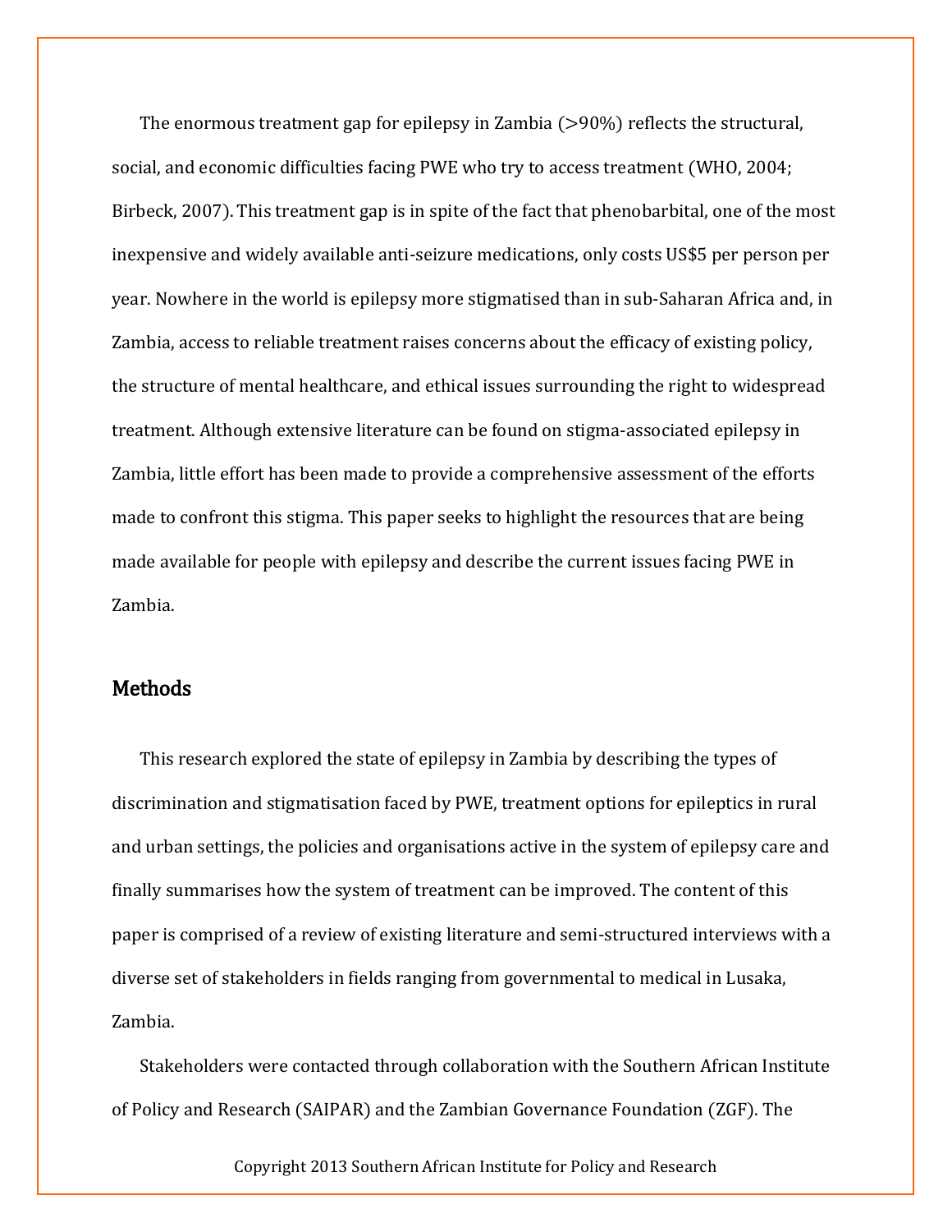The enormous treatment gap for epilepsy in Zambia (>90%) reflects the structural, social, and economic difficulties facing PWE who try to access treatment (WHO, 2004; Birbeck, 2007). This treatment gap is in spite of the fact that phenobarbital, one of the most inexpensive and widely available anti-seizure medications, only costs US$5 per person per year. Nowhere in the world is epilepsy more stigmatised than in sub-Saharan Africa and, in Zambia, access to reliable treatment raises concerns about the efficacy of existing policy, the structure of mental healthcare, and ethical issues surrounding the right to widespread treatment. Although extensive literature can be found on stigma-associated epilepsy in Zambia, little effort has been made to provide a comprehensive assessment of the efforts made to confront this stigma. This paper seeks to highlight the resources that are being made available for people with epilepsy and describe the current issues facing PWE in Zambia.

## Methods

This research explored the state of epilepsy in Zambia by describing the types of discrimination and stigmatisation faced by PWE, treatment options for epileptics in rural and urban settings, the policies and organisations active in the system of epilepsy care and finally summarises how the system of treatment can be improved. The content of this paper is comprised of a review of existing literature and semi-structured interviews with a diverse set of stakeholders in fields ranging from governmental to medical in Lusaka, Zambia.

Stakeholders were contacted through collaboration with the Southern African Institute of Policy and Research (SAIPAR) and the Zambian Governance Foundation (ZGF). The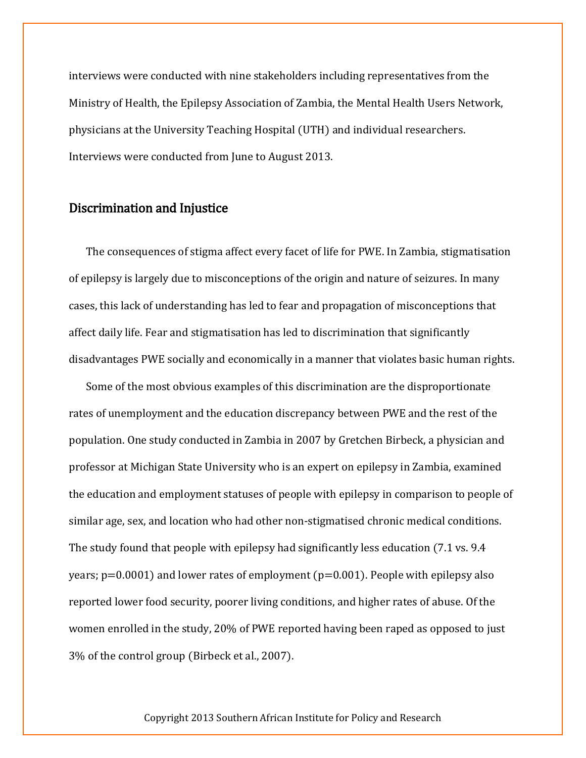interviews were conducted with nine stakeholders including representatives from the Ministry of Health, the Epilepsy Association of Zambia, the Mental Health Users Network, physicians at the University Teaching Hospital (UTH) and individual researchers. Interviews were conducted from June to August 2013.

## Discrimination and Injustice

The consequences of stigma affect every facet of life for PWE. In Zambia, stigmatisation of epilepsy is largely due to misconceptions of the origin and nature of seizures. In many cases, this lack of understanding has led to fear and propagation of misconceptions that affect daily life. Fear and stigmatisation has led to discrimination that significantly disadvantages PWE socially and economically in a manner that violates basic human rights.

Some of the most obvious examples of this discrimination are the disproportionate rates of unemployment and the education discrepancy between PWE and the rest of the population. One study conducted in Zambia in 2007 by Gretchen Birbeck, a physician and professor at Michigan State University who is an expert on epilepsy in Zambia, examined the education and employment statuses of people with epilepsy in comparison to people of similar age, sex, and location who had other non-stigmatised chronic medical conditions. The study found that people with epilepsy had significantly less education (7.1 vs. 9.4 years; $p=0.0001$) and lower rates of employment ($p=0.001$). People with epilepsy also reported lower food security, poorer living conditions, and higher rates of abuse. Of the women enrolled in the study, 20% of PWE reported having been raped as opposed to just 3% of the control group (Birbeck et al., 2007).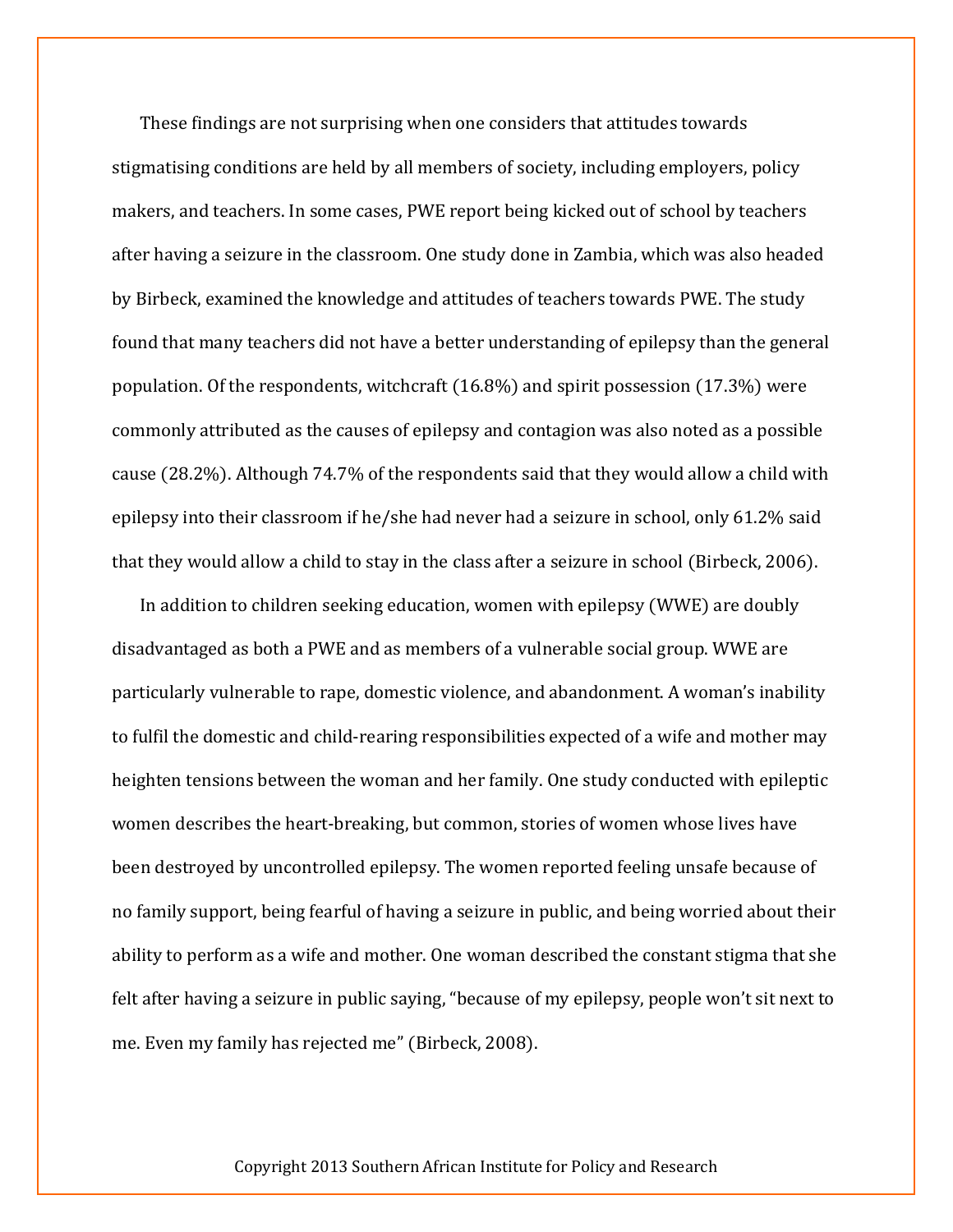These findings are not surprising when one considers that attitudes towards stigmatising conditions are held by all members of society, including employers, policy makers, and teachers. In some cases, PWE report being kicked out of school by teachers after having a seizure in the classroom. One study done in Zambia, which was also headed by Birbeck, examined the knowledge and attitudes of teachers towards PWE. The study found that many teachers did not have a better understanding of epilepsy than the general population. Of the respondents, witchcraft (16.8%) and spirit possession (17.3%) were commonly attributed as the causes of epilepsy and contagion was also noted as a possible cause (28.2%). Although 74.7% of the respondents said that they would allow a child with epilepsy into their classroom if he/she had never had a seizure in school, only 61.2% said that they would allow a child to stay in the class after a seizure in school (Birbeck, 2006).

In addition to children seeking education, women with epilepsy (WWE) are doubly disadvantaged as both a PWE and as members of a vulnerable social group. WWE are particularly vulnerable to rape, domestic violence, and abandonment. A woman's inability to fulfil the domestic and child-rearing responsibilities expected of a wife and mother may heighten tensions between the woman and her family. One study conducted with epileptic women describes the heart-breaking, but common, stories of women whose lives have been destroyed by uncontrolled epilepsy. The women reported feeling unsafe because of no family support, being fearful of having a seizure in public, and being worried about their ability to perform as a wife and mother. One woman described the constant stigma that she felt after having a seizure in public saying, "because of my epilepsy, people won't sit next to me. Even my family has rejected me" (Birbeck, 2008).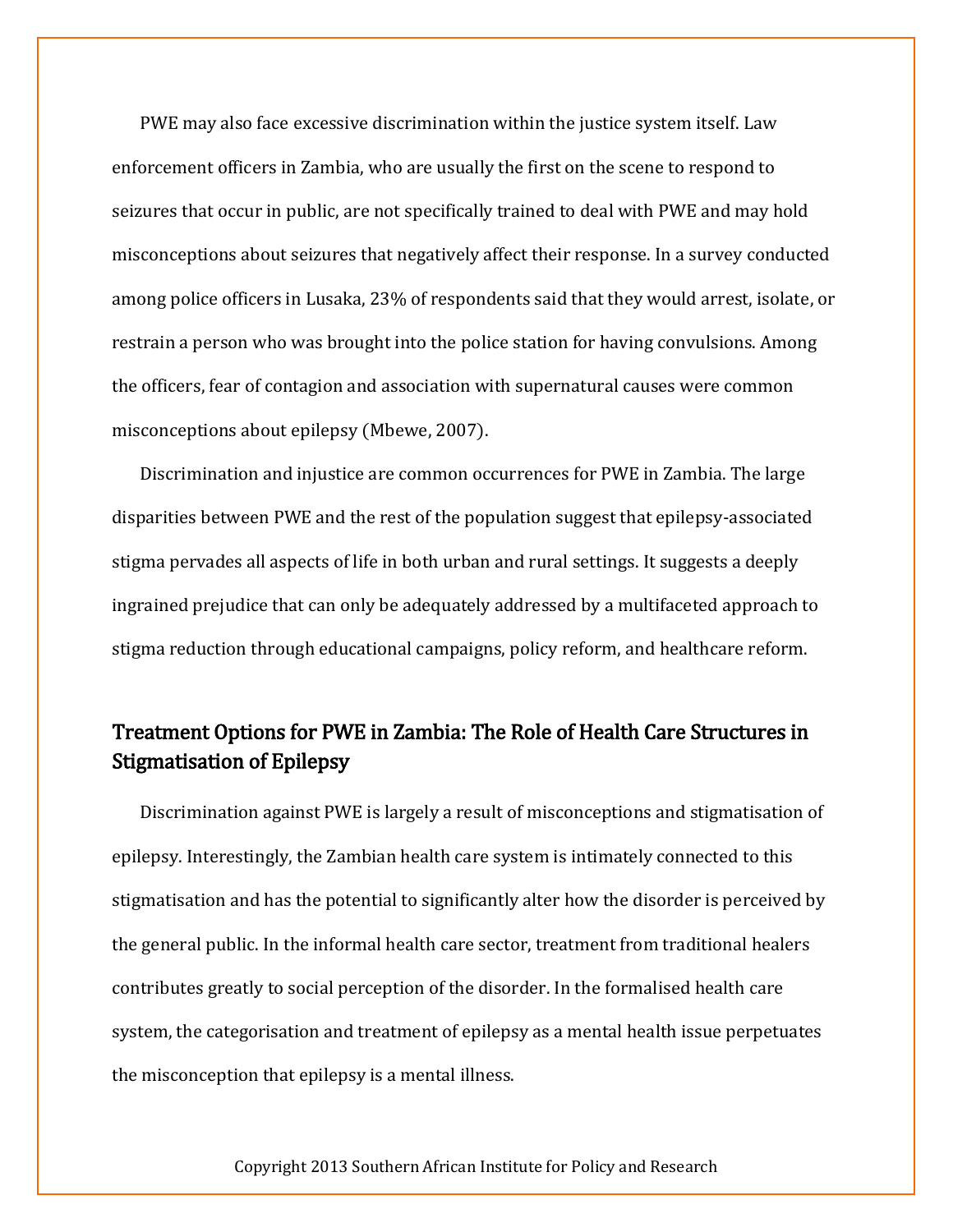PWE may also face excessive discrimination within the justice system itself. Law enforcement officers in Zambia, who are usually the first on the scene to respond to seizures that occur in public, are not specifically trained to deal with PWE and may hold misconceptions about seizures that negatively affect their response. In a survey conducted among police officers in Lusaka, 23% of respondents said that they would arrest, isolate, or restrain a person who was brought into the police station for having convulsions. Among the officers, fear of contagion and association with supernatural causes were common misconceptions about epilepsy (Mbewe, 2007).

Discrimination and injustice are common occurrences for PWE in Zambia. The large disparities between PWE and the rest of the population suggest that epilepsy-associated stigma pervades all aspects of life in both urban and rural settings. It suggests a deeply ingrained prejudice that can only be adequately addressed by a multifaceted approach to stigma reduction through educational campaigns, policy reform, and healthcare reform.

## Treatment Options for PWE in Zambia: The Role of Health Care Structures in Stigmatisation of Epilepsy

Discrimination against PWE is largely a result of misconceptions and stigmatisation of epilepsy. Interestingly, the Zambian health care system is intimately connected to this stigmatisation and has the potential to significantly alter how the disorder is perceived by the general public. In the informal health care sector, treatment from traditional healers contributes greatly to social perception of the disorder. In the formalised health care system, the categorisation and treatment of epilepsy as a mental health issue perpetuates the misconception that epilepsy is a mental illness.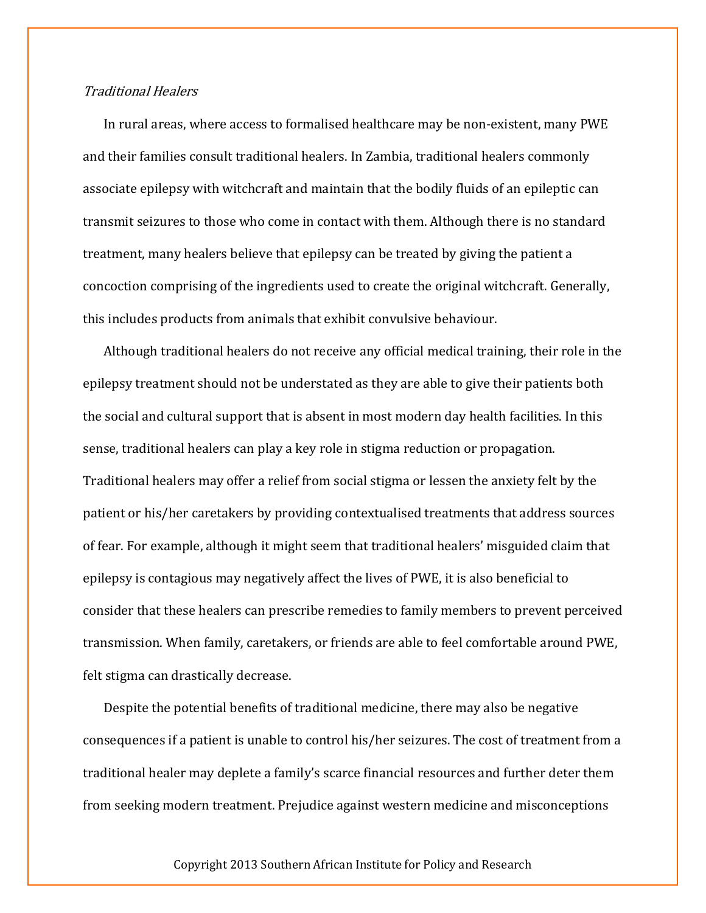*Traditional Healers*

In rural areas, where access to formalised healthcare may be non-existent, many PWE and their families consult traditional healers. In Zambia, traditional healers commonly associate epilepsy with witchcraft and maintain that the bodily fluids of an epileptic can transmit seizures to those who come in contact with them. Although there is no standard treatment, many healers believe that epilepsy can be treated by giving the patient a concoction comprising of the ingredients used to create the original witchcraft. Generally, this includes products from animals that exhibit convulsive behaviour.

Although traditional healers do not receive any official medical training, their role in the epilepsy treatment should not be understated as they are able to give their patients both the social and cultural support that is absent in most modern day health facilities. In this sense, traditional healers can play a key role in stigma reduction or propagation. Traditional healers may offer a relief from social stigma or lessen the anxiety felt by the patient or his/her caretakers by providing contextualised treatments that address sources of fear. For example, although it might seem that traditional healers' misguided claim that epilepsy is contagious may negatively affect the lives of PWE, it is also beneficial to consider that these healers can prescribe remedies to family members to prevent perceived transmission. When family, caretakers, or friends are able to feel comfortable around PWE, felt stigma can drastically decrease.

Despite the potential benefits of traditional medicine, there may also be negative consequences if a patient is unable to control his/her seizures. The cost of treatment from a traditional healer may deplete a family's scarce financial resources and further deter them from seeking modern treatment. Prejudice against western medicine and misconceptions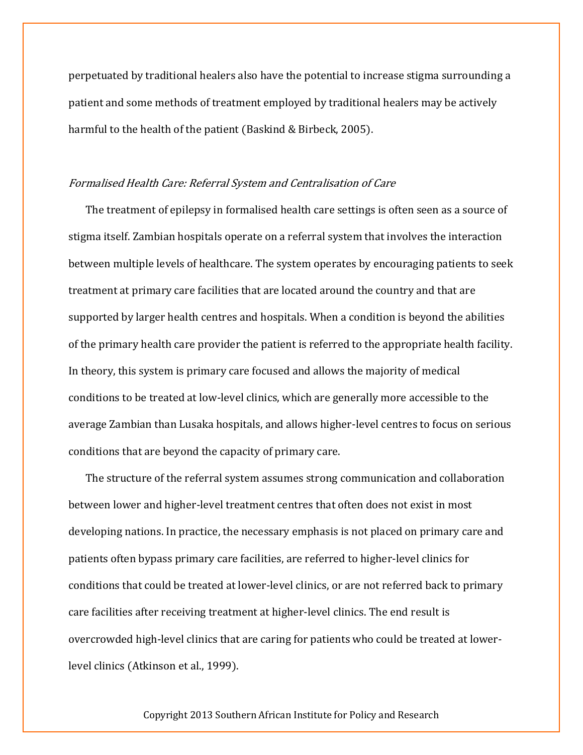perpetuated by traditional healers also have the potential to increase stigma surrounding a patient and some methods of treatment employed by traditional healers may be actively harmful to the health of the patient (Baskind & Birbeck, 2005).

*Formalised Health Care: Referral System and Centralisation of Care*

The treatment of epilepsy in formalised health care settings is often seen as a source of stigma itself. Zambian hospitals operate on a referral system that involves the interaction between multiple levels of healthcare. The system operates by encouraging patients to seek treatment at primary care facilities that are located around the country and that are supported by larger health centres and hospitals. When a condition is beyond the abilities of the primary health care provider the patient is referred to the appropriate health facility. In theory, this system is primary care focused and allows the majority of medical conditions to be treated at low-level clinics, which are generally more accessible to the average Zambian than Lusaka hospitals, and allows higher-level centres to focus on serious conditions that are beyond the capacity of primary care.

The structure of the referral system assumes strong communication and collaboration between lower and higher-level treatment centres that often does not exist in most developing nations. In practice, the necessary emphasis is not placed on primary care and patients often bypass primary care facilities, are referred to higher-level clinics for conditions that could be treated at lower-level clinics, or are not referred back to primary care facilities after receiving treatment at higher-level clinics. The end result is overcrowded high-level clinics that are caring for patients who could be treated at lower-level clinics (Atkinson et al., 1999).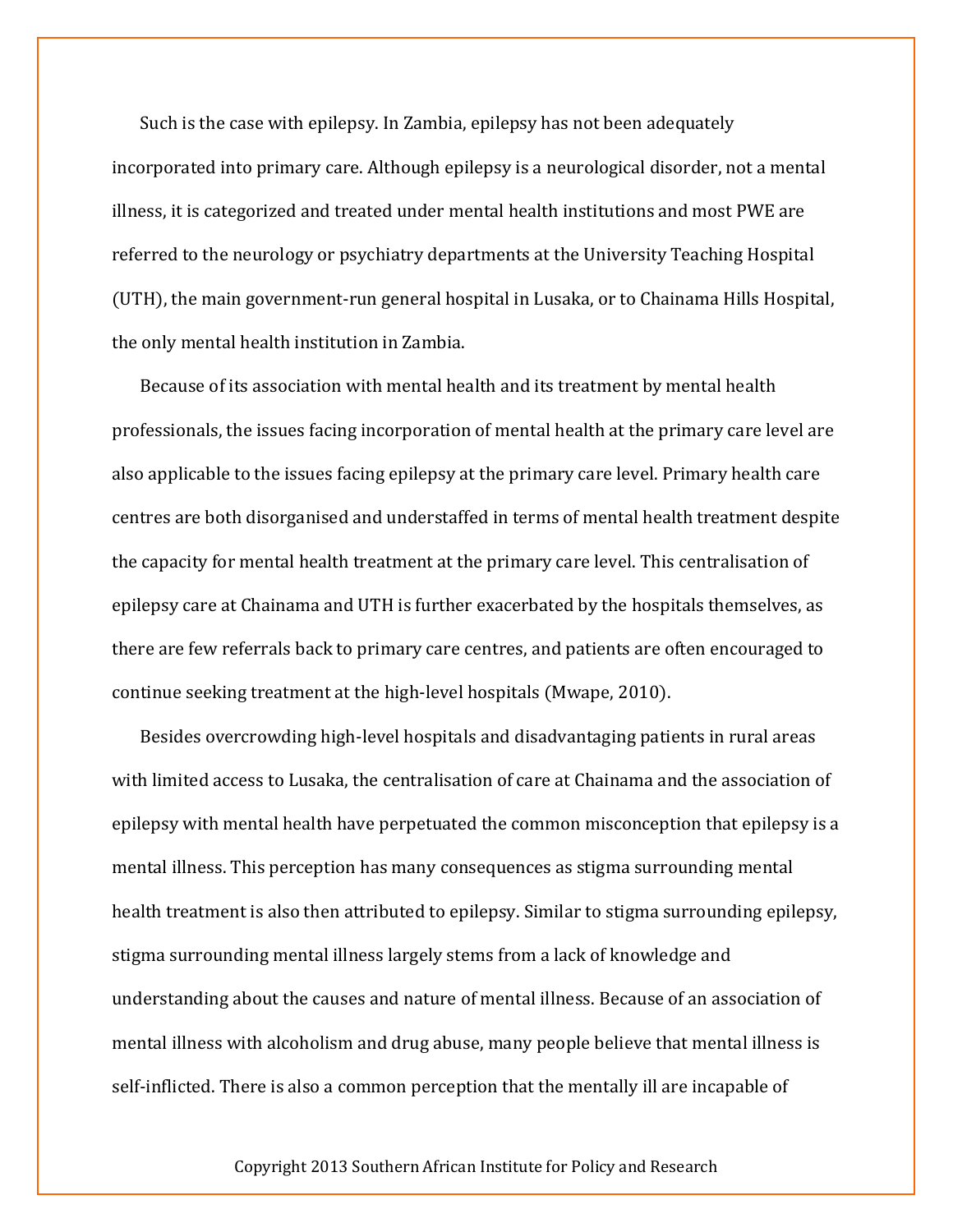Such is the case with epilepsy. In Zambia, epilepsy has not been adequately incorporated into primary care. Although epilepsy is a neurological disorder, not a mental illness, it is categorized and treated under mental health institutions and most PWE are referred to the neurology or psychiatry departments at the University Teaching Hospital (UTH), the main government-run general hospital in Lusaka, or to Chainama Hills Hospital, the only mental health institution in Zambia.

Because of its association with mental health and its treatment by mental health professionals, the issues facing incorporation of mental health at the primary care level are also applicable to the issues facing epilepsy at the primary care level. Primary health care centres are both disorganised and understaffed in terms of mental health treatment despite the capacity for mental health treatment at the primary care level. This centralisation of epilepsy care at Chainama and UTH is further exacerbated by the hospitals themselves, as there are few referrals back to primary care centres, and patients are often encouraged to continue seeking treatment at the high-level hospitals (Mwape, 2010).

Besides overcrowding high-level hospitals and disadvantaging patients in rural areas with limited access to Lusaka, the centralisation of care at Chainama and the association of epilepsy with mental health have perpetuated the common misconception that epilepsy is a mental illness. This perception has many consequences as stigma surrounding mental health treatment is also then attributed to epilepsy. Similar to stigma surrounding epilepsy, stigma surrounding mental illness largely stems from a lack of knowledge and understanding about the causes and nature of mental illness. Because of an association of mental illness with alcoholism and drug abuse, many people believe that mental illness is self-inflicted. There is also a common perception that the mentally ill are incapable of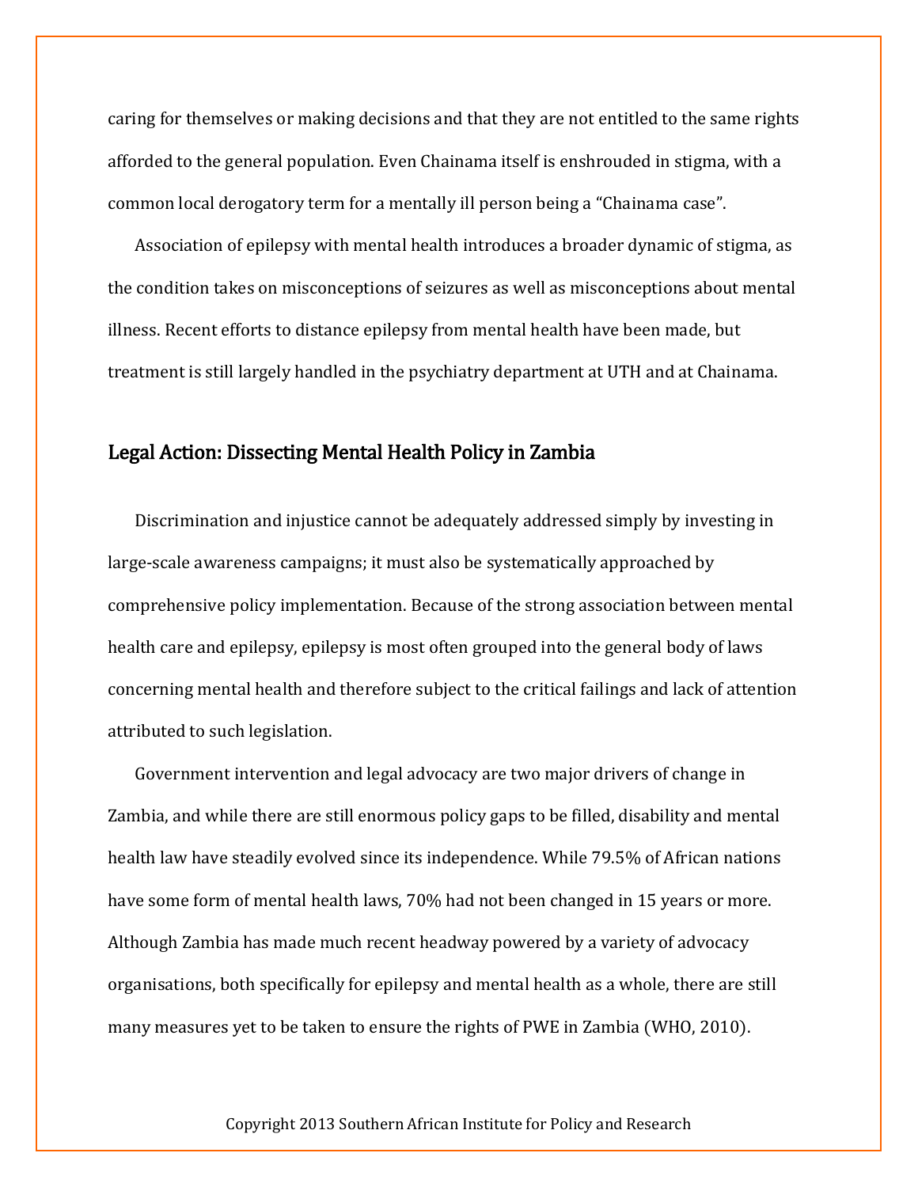caring for themselves or making decisions and that they are not entitled to the same rights afforded to the general population. Even Chainama itself is enshrouded in stigma, with a common local derogatory term for a mentally ill person being a "Chainama case".

Association of epilepsy with mental health introduces a broader dynamic of stigma, as the condition takes on misconceptions of seizures as well as misconceptions about mental illness. Recent efforts to distance epilepsy from mental health have been made, but treatment is still largely handled in the psychiatry department at UTH and at Chainama.

## Legal Action: Dissecting Mental Health Policy in Zambia

Discrimination and injustice cannot be adequately addressed simply by investing in large-scale awareness campaigns; it must also be systematically approached by comprehensive policy implementation. Because of the strong association between mental health care and epilepsy, epilepsy is most often grouped into the general body of laws concerning mental health and therefore subject to the critical failings and lack of attention attributed to such legislation.

Government intervention and legal advocacy are two major drivers of change in Zambia, and while there are still enormous policy gaps to be filled, disability and mental health law have steadily evolved since its independence. While 79.5% of African nations have some form of mental health laws, 70% had not been changed in 15 years or more. Although Zambia has made much recent headway powered by a variety of advocacy organisations, both specifically for epilepsy and mental health as a whole, there are still many measures yet to be taken to ensure the rights of PWE in Zambia (WHO, 2010).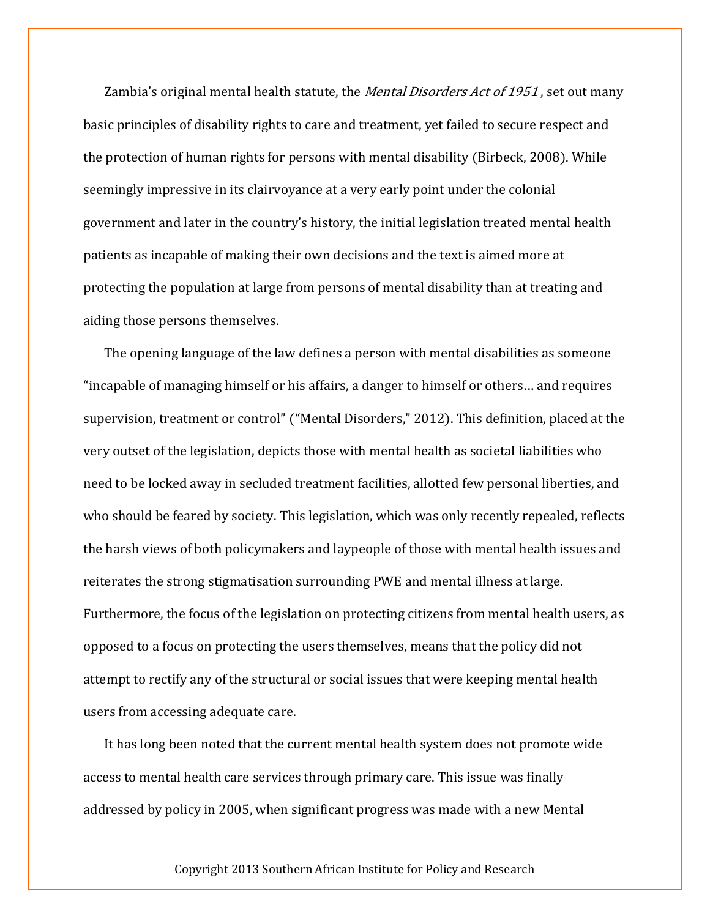Zambia's original mental health statute, the *Mental Disorders Act of 1951*, set out many basic principles of disability rights to care and treatment, yet failed to secure respect and the protection of human rights for persons with mental disability (Birbeck, 2008). While seemingly impressive in its clairvoyance at a very early point under the colonial government and later in the country's history, the initial legislation treated mental health patients as incapable of making their own decisions and the text is aimed more at protecting the population at large from persons of mental disability than at treating and aiding those persons themselves.

The opening language of the law defines a person with mental disabilities as someone "incapable of managing himself or his affairs, a danger to himself or others… and requires supervision, treatment or control" ("Mental Disorders," 2012). This definition, placed at the very outset of the legislation, depicts those with mental health as societal liabilities who need to be locked away in secluded treatment facilities, allotted few personal liberties, and who should be feared by society. This legislation, which was only recently repealed, reflects the harsh views of both policymakers and laypeople of those with mental health issues and reiterates the strong stigmatisation surrounding PWE and mental illness at large. Furthermore, the focus of the legislation on protecting citizens from mental health users, as opposed to a focus on protecting the users themselves, means that the policy did not attempt to rectify any of the structural or social issues that were keeping mental health users from accessing adequate care.

It has long been noted that the current mental health system does not promote wide access to mental health care services through primary care. This issue was finally addressed by policy in 2005, when significant progress was made with a new Mental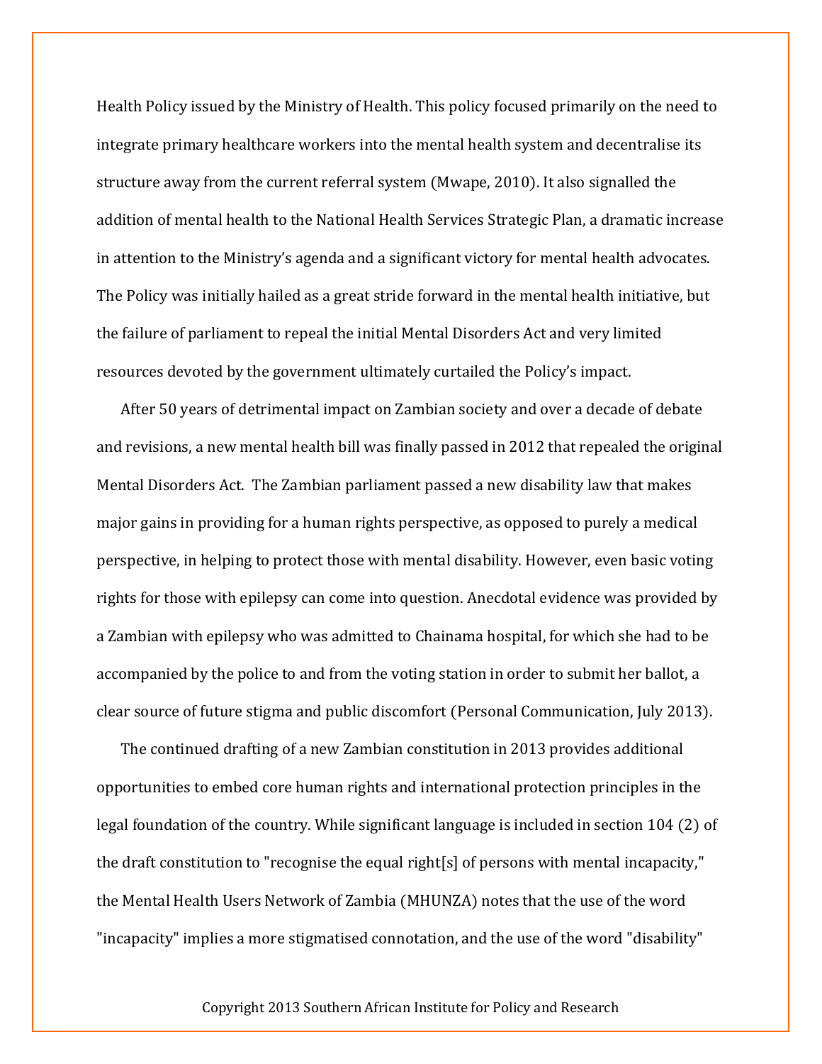Health Policy issued by the Ministry of Health. This policy focused primarily on the need to integrate primary healthcare workers into the mental health system and decentralise its structure away from the current referral system (Mwape, 2010). It also signalled the addition of mental health to the National Health Services Strategic Plan, a dramatic increase in attention to the Ministry's agenda and a significant victory for mental health advocates. The Policy was initially hailed as a great stride forward in the mental health initiative, but the failure of parliament to repeal the initial Mental Disorders Act and very limited resources devoted by the government ultimately curtailed the Policy's impact.

After 50 years of detrimental impact on Zambian society and over a decade of debate and revisions, a new mental health bill was finally passed in 2012 that repealed the original Mental Disorders Act. The Zambian parliament passed a new disability law that makes major gains in providing for a human rights perspective, as opposed to purely a medical perspective, in helping to protect those with mental disability. However, even basic voting rights for those with epilepsy can come into question. Anecdotal evidence was provided by a Zambian with epilepsy who was admitted to Chainama hospital, for which she had to be accompanied by the police to and from the voting station in order to submit her ballot, a clear source of future stigma and public discomfort (Personal Communication, July 2013).

The continued drafting of a new Zambian constitution in 2013 provides additional opportunities to embed core human rights and international protection principles in the legal foundation of the country. While significant language is included in section 104 (2) of the draft constitution to "recognise the equal right[s] of persons with mental incapacity," the Mental Health Users Network of Zambia (MHUNZA) notes that the use of the word "incapacity" implies a more stigmatised connotation, and the use of the word "disability"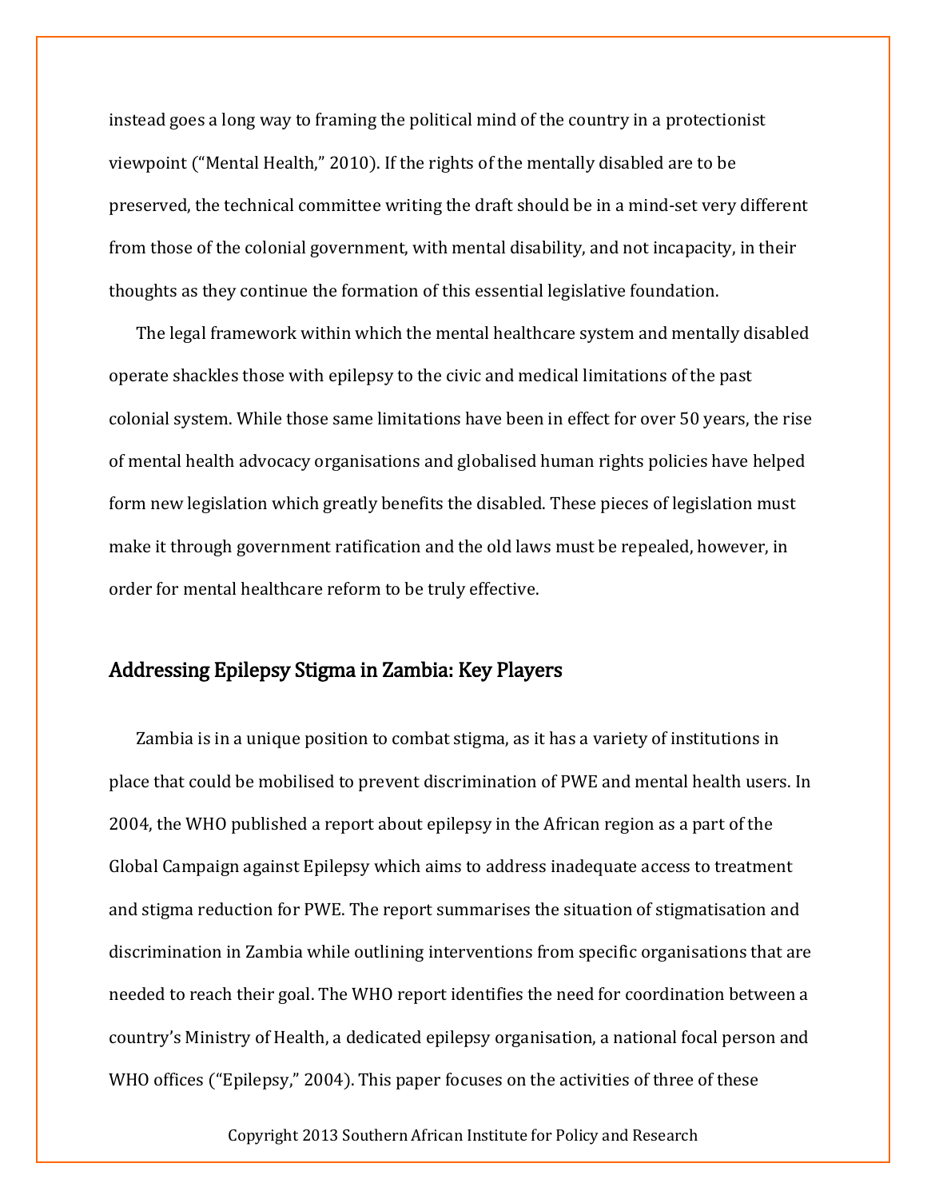instead goes a long way to framing the political mind of the country in a protectionist viewpoint ("Mental Health," 2010). If the rights of the mentally disabled are to be preserved, the technical committee writing the draft should be in a mind-set very different from those of the colonial government, with mental disability, and not incapacity, in their thoughts as they continue the formation of this essential legislative foundation.

The legal framework within which the mental healthcare system and mentally disabled operate shackles those with epilepsy to the civic and medical limitations of the past colonial system. While those same limitations have been in effect for over 50 years, the rise of mental health advocacy organisations and globalised human rights policies have helped form new legislation which greatly benefits the disabled. These pieces of legislation must make it through government ratification and the old laws must be repealed, however, in order for mental healthcare reform to be truly effective.

## Addressing Epilepsy Stigma in Zambia: Key Players

Zambia is in a unique position to combat stigma, as it has a variety of institutions in place that could be mobilised to prevent discrimination of PWE and mental health users. In 2004, the WHO published a report about epilepsy in the African region as a part of the Global Campaign against Epilepsy which aims to address inadequate access to treatment and stigma reduction for PWE. The report summarises the situation of stigmatisation and discrimination in Zambia while outlining interventions from specific organisations that are needed to reach their goal. The WHO report identifies the need for coordination between a country's Ministry of Health, a dedicated epilepsy organisation, a national focal person and WHO offices ("Epilepsy," 2004). This paper focuses on the activities of three of these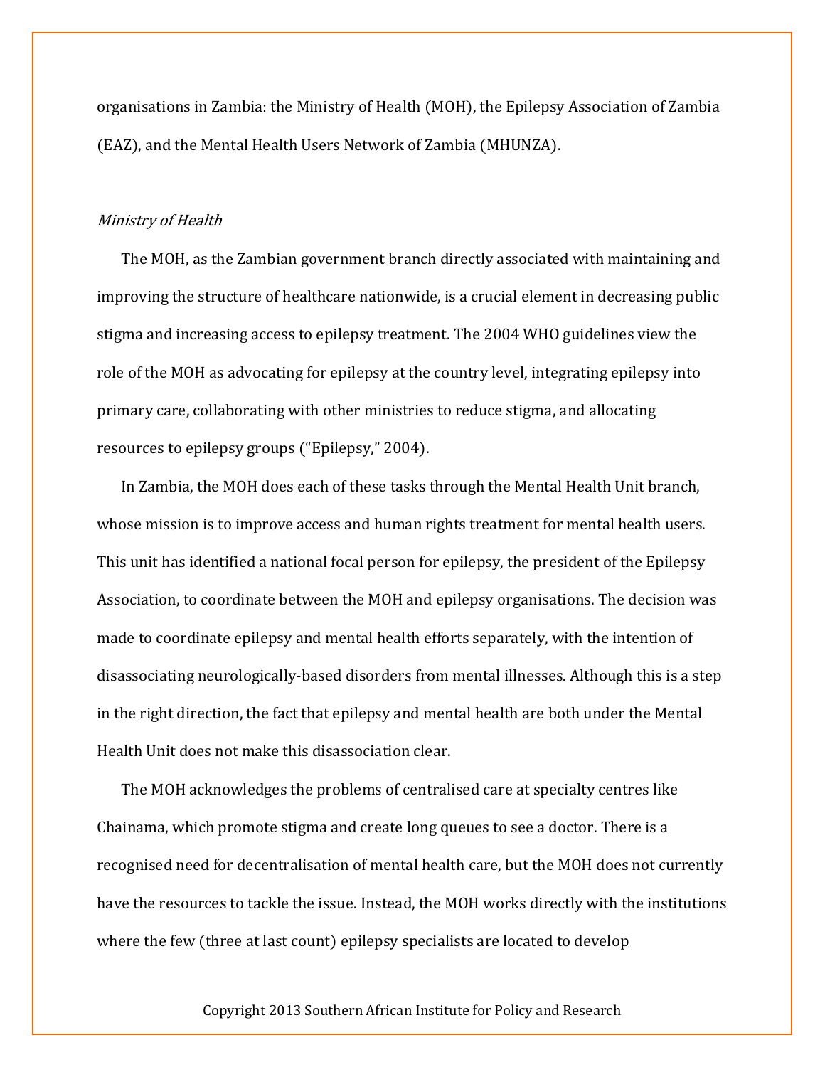organisations in Zambia: the Ministry of Health (MOH), the Epilepsy Association of Zambia (EAZ), and the Mental Health Users Network of Zambia (MHUNZA).

*Ministry of Health*

The MOH, as the Zambian government branch directly associated with maintaining and improving the structure of healthcare nationwide, is a crucial element in decreasing public stigma and increasing access to epilepsy treatment. The 2004 WHO guidelines view the role of the MOH as advocating for epilepsy at the country level, integrating epilepsy into primary care, collaborating with other ministries to reduce stigma, and allocating resources to epilepsy groups ("Epilepsy," 2004).

In Zambia, the MOH does each of these tasks through the Mental Health Unit branch, whose mission is to improve access and human rights treatment for mental health users. This unit has identified a national focal person for epilepsy, the president of the Epilepsy Association, to coordinate between the MOH and epilepsy organisations. The decision was made to coordinate epilepsy and mental health efforts separately, with the intention of disassociating neurologically-based disorders from mental illnesses. Although this is a step in the right direction, the fact that epilepsy and mental health are both under the Mental Health Unit does not make this disassociation clear.

The MOH acknowledges the problems of centralised care at specialty centres like Chainama, which promote stigma and create long queues to see a doctor. There is a recognised need for decentralisation of mental health care, but the MOH does not currently have the resources to tackle the issue. Instead, the MOH works directly with the institutions where the few (three at last count) epilepsy specialists are located to develop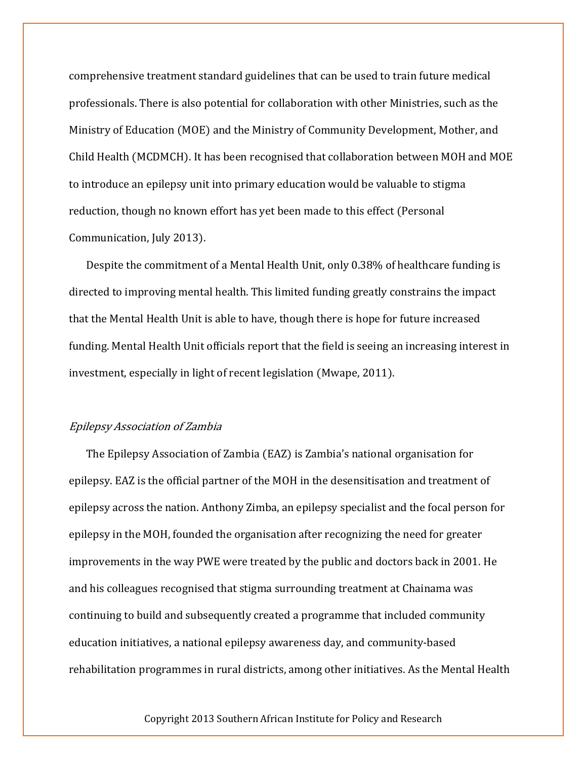comprehensive treatment standard guidelines that can be used to train future medical professionals. There is also potential for collaboration with other Ministries, such as the Ministry of Education (MOE) and the Ministry of Community Development, Mother, and Child Health (MCDMCH). It has been recognised that collaboration between MOH and MOE to introduce an epilepsy unit into primary education would be valuable to stigma reduction, though no known effort has yet been made to this effect (Personal Communication, July 2013).

Despite the commitment of a Mental Health Unit, only 0.38% of healthcare funding is directed to improving mental health. This limited funding greatly constrains the impact that the Mental Health Unit is able to have, though there is hope for future increased funding. Mental Health Unit officials report that the field is seeing an increasing interest in investment, especially in light of recent legislation (Mwape, 2011).

### *Epilepsy Association of Zambia*

The Epilepsy Association of Zambia (EAZ) is Zambia's national organisation for epilepsy. EAZ is the official partner of the MOH in the desensitisation and treatment of epilepsy across the nation. Anthony Zimba, an epilepsy specialist and the focal person for epilepsy in the MOH, founded the organisation after recognizing the need for greater improvements in the way PWE were treated by the public and doctors back in 2001. He and his colleagues recognised that stigma surrounding treatment at Chainama was continuing to build and subsequently created a programme that included community education initiatives, a national epilepsy awareness day, and community-based rehabilitation programmes in rural districts, among other initiatives. As the Mental Health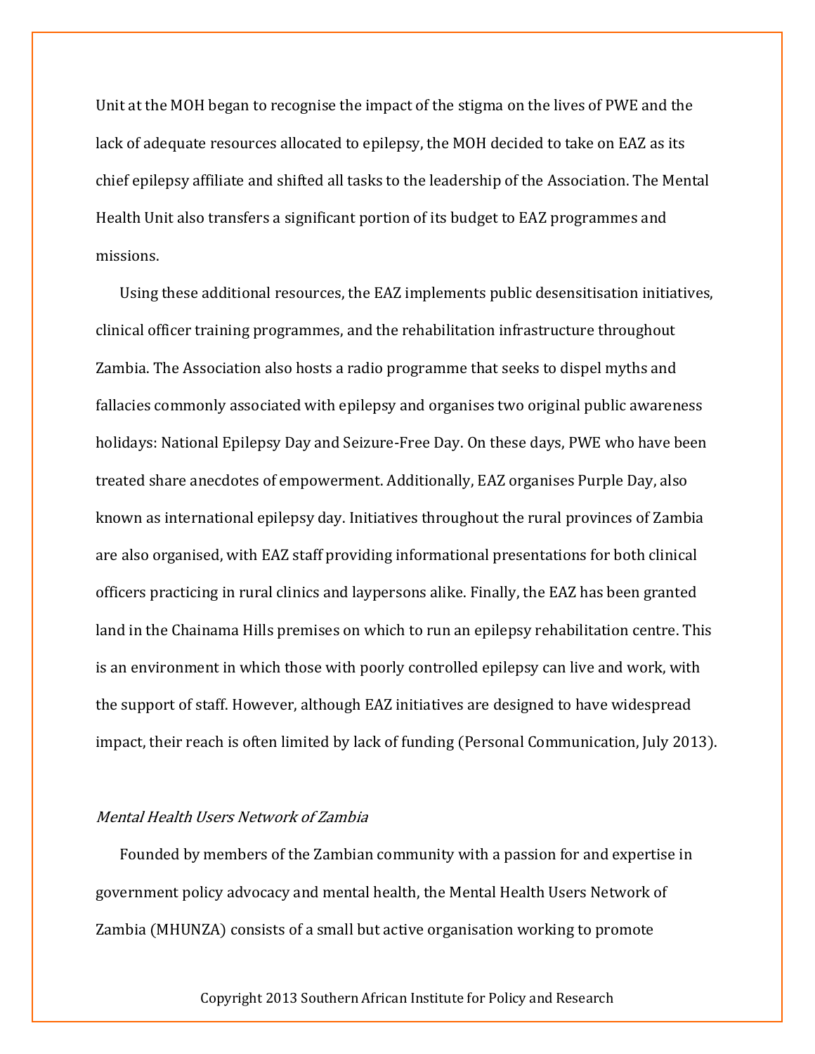Unit at the MOH began to recognise the impact of the stigma on the lives of PWE and the lack of adequate resources allocated to epilepsy, the MOH decided to take on EAZ as its chief epilepsy affiliate and shifted all tasks to the leadership of the Association. The Mental Health Unit also transfers a significant portion of its budget to EAZ programmes and missions.

Using these additional resources, the EAZ implements public desensitisation initiatives, clinical officer training programmes, and the rehabilitation infrastructure throughout Zambia. The Association also hosts a radio programme that seeks to dispel myths and fallacies commonly associated with epilepsy and organises two original public awareness holidays: National Epilepsy Day and Seizure-Free Day. On these days, PWE who have been treated share anecdotes of empowerment. Additionally, EAZ organises Purple Day, also known as international epilepsy day. Initiatives throughout the rural provinces of Zambia are also organised, with EAZ staff providing informational presentations for both clinical officers practicing in rural clinics and laypersons alike. Finally, the EAZ has been granted land in the Chainama Hills premises on which to run an epilepsy rehabilitation centre. This is an environment in which those with poorly controlled epilepsy can live and work, with the support of staff. However, although EAZ initiatives are designed to have widespread impact, their reach is often limited by lack of funding (Personal Communication, July 2013).

### *Mental Health Users Network of Zambia*

Founded by members of the Zambian community with a passion for and expertise in government policy advocacy and mental health, the Mental Health Users Network of Zambia (MHUNZA) consists of a small but active organisation working to promote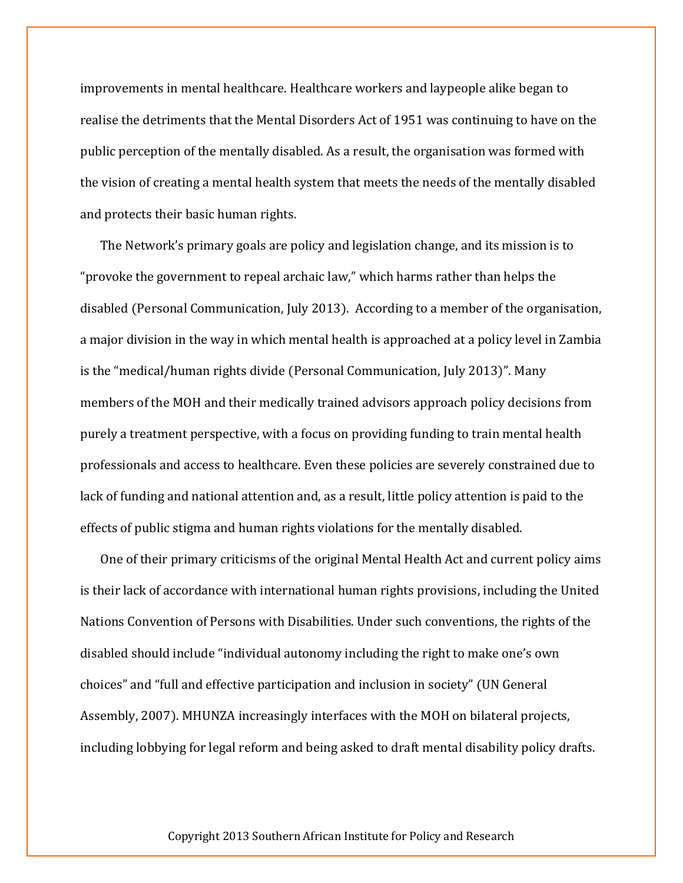improvements in mental healthcare. Healthcare workers and laypeople alike began to realise the detriments that the Mental Disorders Act of 1951 was continuing to have on the public perception of the mentally disabled. As a result, the organisation was formed with the vision of creating a mental health system that meets the needs of the mentally disabled and protects their basic human rights.

The Network's primary goals are policy and legislation change, and its mission is to "provoke the government to repeal archaic law," which harms rather than helps the disabled (Personal Communication, July 2013). According to a member of the organisation, a major division in the way in which mental health is approached at a policy level in Zambia is the "medical/human rights divide (Personal Communication, July 2013)". Many members of the MOH and their medically trained advisors approach policy decisions from purely a treatment perspective, with a focus on providing funding to train mental health professionals and access to healthcare. Even these policies are severely constrained due to lack of funding and national attention and, as a result, little policy attention is paid to the effects of public stigma and human rights violations for the mentally disabled.

One of their primary criticisms of the original Mental Health Act and current policy aims is their lack of accordance with international human rights provisions, including the United Nations Convention of Persons with Disabilities. Under such conventions, the rights of the disabled should include "individual autonomy including the right to make one's own choices" and "full and effective participation and inclusion in society" (UN General Assembly, 2007). MHUNZA increasingly interfaces with the MOH on bilateral projects, including lobbying for legal reform and being asked to draft mental disability policy drafts.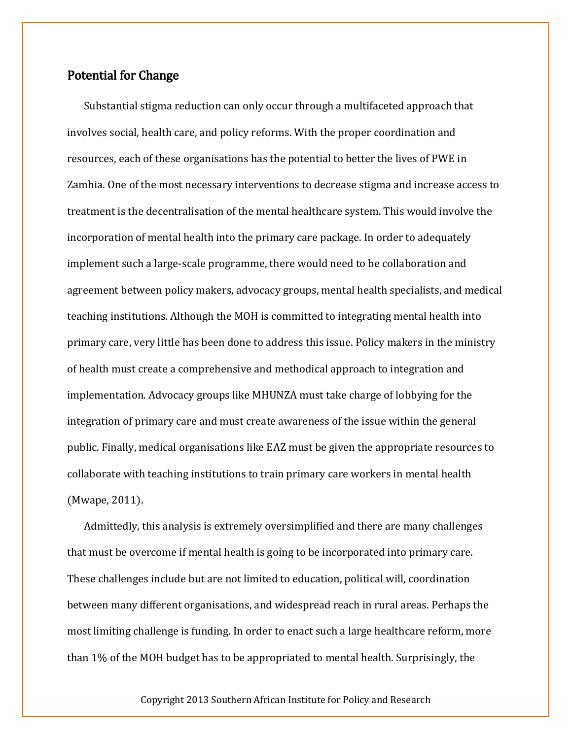## Potential for Change

Substantial stigma reduction can only occur through a multifaceted approach that involves social, health care, and policy reforms. With the proper coordination and resources, each of these organisations has the potential to better the lives of PWE in Zambia. One of the most necessary interventions to decrease stigma and increase access to treatment is the decentralisation of the mental healthcare system. This would involve the incorporation of mental health into the primary care package. In order to adequately implement such a large-scale programme, there would need to be collaboration and agreement between policy makers, advocacy groups, mental health specialists, and medical teaching institutions. Although the MOH is committed to integrating mental health into primary care, very little has been done to address this issue. Policy makers in the ministry of health must create a comprehensive and methodical approach to integration and implementation. Advocacy groups like MHUNZA must take charge of lobbying for the integration of primary care and must create awareness of the issue within the general public. Finally, medical organisations like EAZ must be given the appropriate resources to collaborate with teaching institutions to train primary care workers in mental health (Mwape, 2011).

Admittedly, this analysis is extremely oversimplified and there are many challenges that must be overcome if mental health is going to be incorporated into primary care. These challenges include but are not limited to education, political will, coordination between many different organisations, and widespread reach in rural areas. Perhaps the most limiting challenge is funding. In order to enact such a large healthcare reform, more than 1% of the MOH budget has to be appropriated to mental health. Surprisingly, the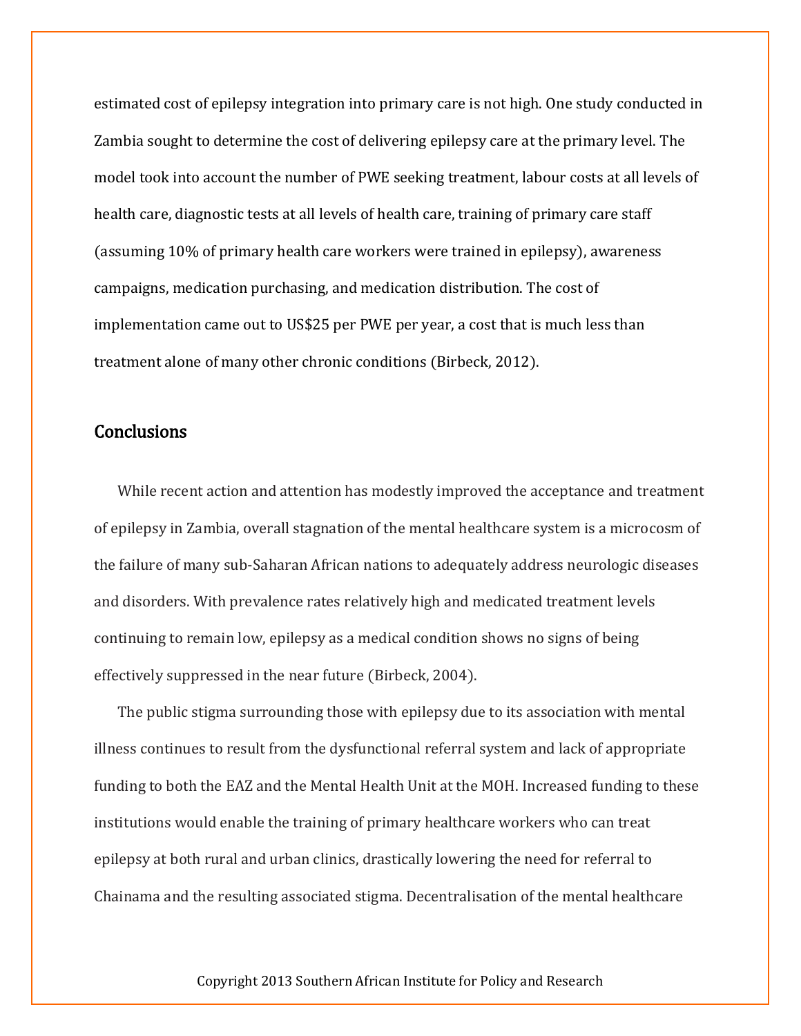estimated cost of epilepsy integration into primary care is not high. One study conducted in Zambia sought to determine the cost of delivering epilepsy care at the primary level. The model took into account the number of PWE seeking treatment, labour costs at all levels of health care, diagnostic tests at all levels of health care, training of primary care staff (assuming 10% of primary health care workers were trained in epilepsy), awareness campaigns, medication purchasing, and medication distribution. The cost of implementation came out to US$25 per PWE per year, a cost that is much less than treatment alone of many other chronic conditions (Birbeck, 2012).

## Conclusions

While recent action and attention has modestly improved the acceptance and treatment of epilepsy in Zambia, overall stagnation of the mental healthcare system is a microcosm of the failure of many sub-Saharan African nations to adequately address neurologic diseases and disorders. With prevalence rates relatively high and medicated treatment levels continuing to remain low, epilepsy as a medical condition shows no signs of being effectively suppressed in the near future (Birbeck, 2004).

The public stigma surrounding those with epilepsy due to its association with mental illness continues to result from the dysfunctional referral system and lack of appropriate funding to both the EAZ and the Mental Health Unit at the MOH. Increased funding to these institutions would enable the training of primary healthcare workers who can treat epilepsy at both rural and urban clinics, drastically lowering the need for referral to Chainama and the resulting associated stigma. Decentralisation of the mental healthcare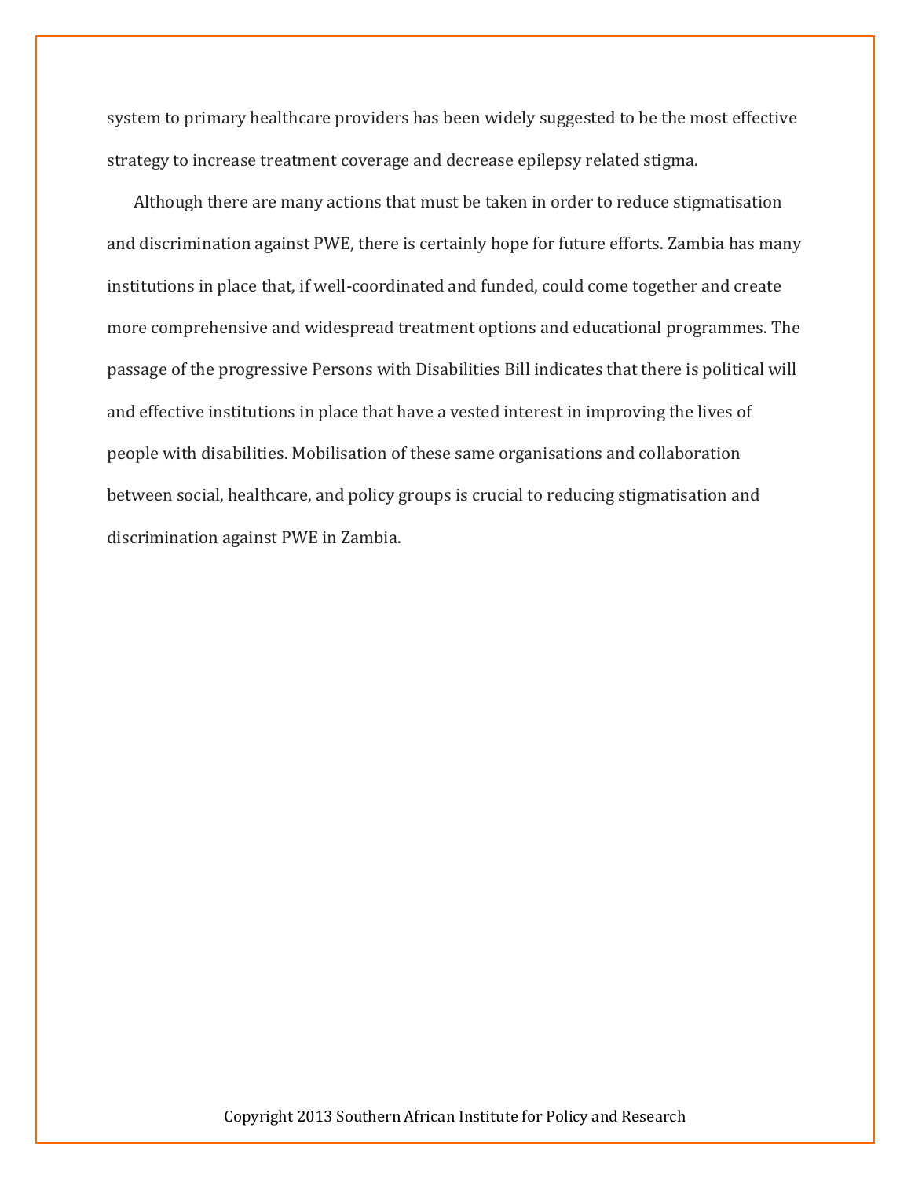system to primary healthcare providers has been widely suggested to be the most effective strategy to increase treatment coverage and decrease epilepsy related stigma.

Although there are many actions that must be taken in order to reduce stigmatisation and discrimination against PWE, there is certainly hope for future efforts. Zambia has many institutions in place that, if well-coordinated and funded, could come together and create more comprehensive and widespread treatment options and educational programmes. The passage of the progressive Persons with Disabilities Bill indicates that there is political will and effective institutions in place that have a vested interest in improving the lives of people with disabilities. Mobilisation of these same organisations and collaboration between social, healthcare, and policy groups is crucial to reducing stigmatisation and discrimination against PWE in Zambia.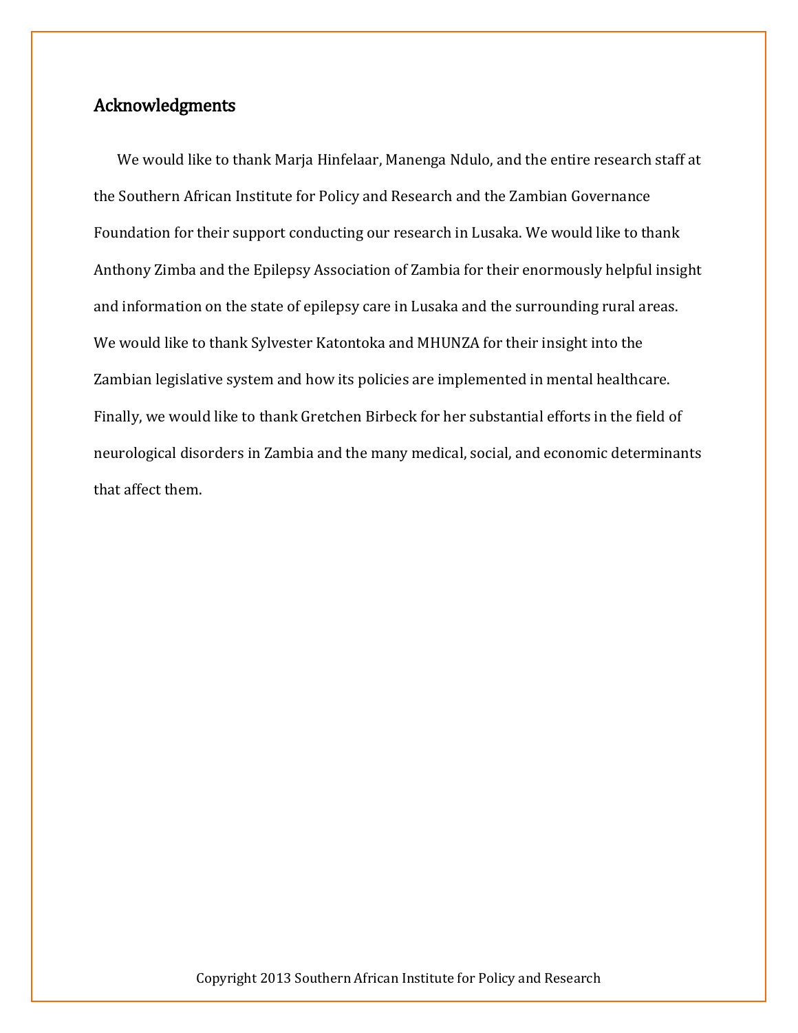## Acknowledgments

We would like to thank Marja Hinfelaar, Manenga Ndulo, and the entire research staff at the Southern African Institute for Policy and Research and the Zambian Governance Foundation for their support conducting our research in Lusaka. We would like to thank Anthony Zimba and the Epilepsy Association of Zambia for their enormously helpful insight and information on the state of epilepsy care in Lusaka and the surrounding rural areas. We would like to thank Sylvester Katontoka and MHUNZA for their insight into the Zambian legislative system and how its policies are implemented in mental healthcare. Finally, we would like to thank Gretchen Birbeck for her substantial efforts in the field of neurological disorders in Zambia and the many medical, social, and economic determinants that affect them.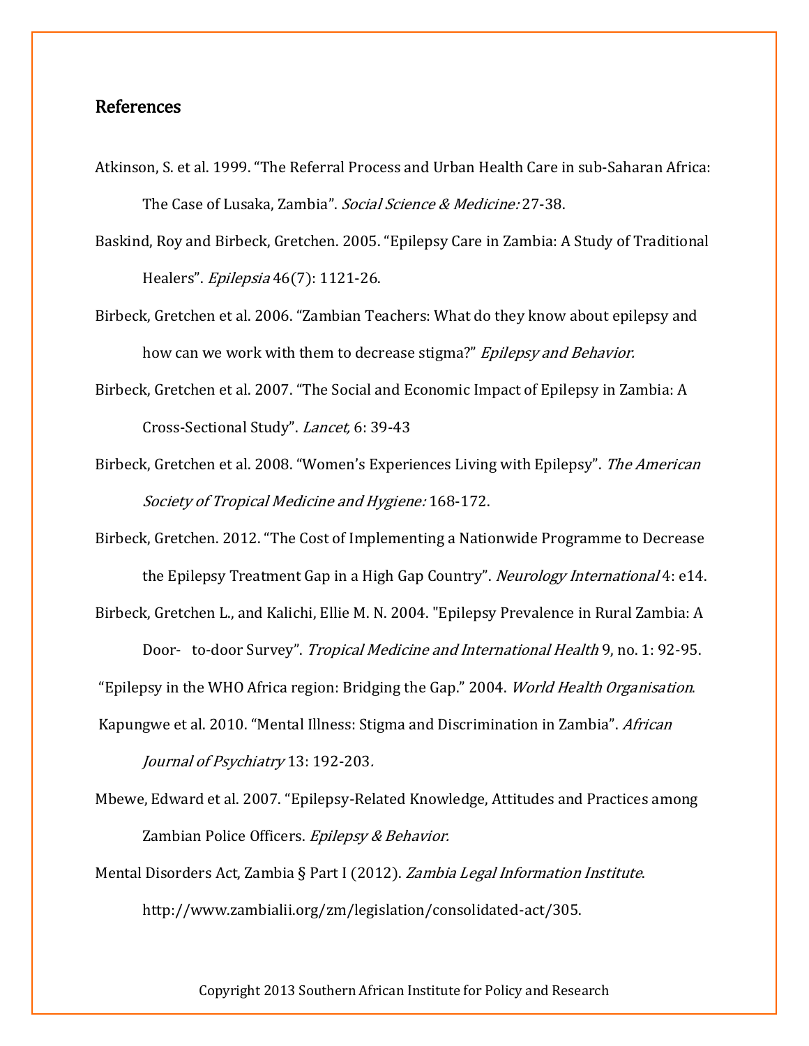## References

Atkinson, S. et al. 1999. “The Referral Process and Urban Health Care in sub-Saharan Africa: The Case of Lusaka, Zambia”. *Social Science & Medicine:* 27-38.

Baskind, Roy and Birbeck, Gretchen. 2005. “Epilepsy Care in Zambia: A Study of Traditional Healers”. *Epilepsia* 46(7): 1121-26.

Birbeck, Gretchen et al. 2006. “Zambian Teachers: What do they know about epilepsy and how can we work with them to decrease stigma?” *Epilepsy and Behavior.*

Birbeck, Gretchen et al. 2007. “The Social and Economic Impact of Epilepsy in Zambia: A Cross-Sectional Study”. *Lancet,* 6: 39-43

Birbeck, Gretchen et al. 2008. “Women’s Experiences Living with Epilepsy”. *The American Society of Tropical Medicine and Hygiene:* 168-172.

Birbeck, Gretchen. 2012. “The Cost of Implementing a Nationwide Programme to Decrease the Epilepsy Treatment Gap in a High Gap Country”. *Neurology International* 4: e14.

Birbeck, Gretchen L., and Kalichi, Ellie M. N. 2004. "Epilepsy Prevalence in Rural Zambia: A Door- to-door Survey”. *Tropical Medicine and International Health* 9, no. 1: 92-95.

“Epilepsy in the WHO Africa region: Bridging the Gap.” 2004. *World Health Organisation*.

Kapungwe et al. 2010. “Mental Illness: Stigma and Discrimination in Zambia”. *African Journal of Psychiatry* 13: 192-203.

Mbewe, Edward et al. 2007. “Epilepsy-Related Knowledge, Attitudes and Practices among Zambian Police Officers. *Epilepsy & Behavior.*

Mental Disorders Act, Zambia § Part I (2012). *Zambia Legal Information Institute*. http://www.zambialii.org/zm/legislation/consolidated-act/305.

Copyright 2013 Southern African Institute for Policy and Research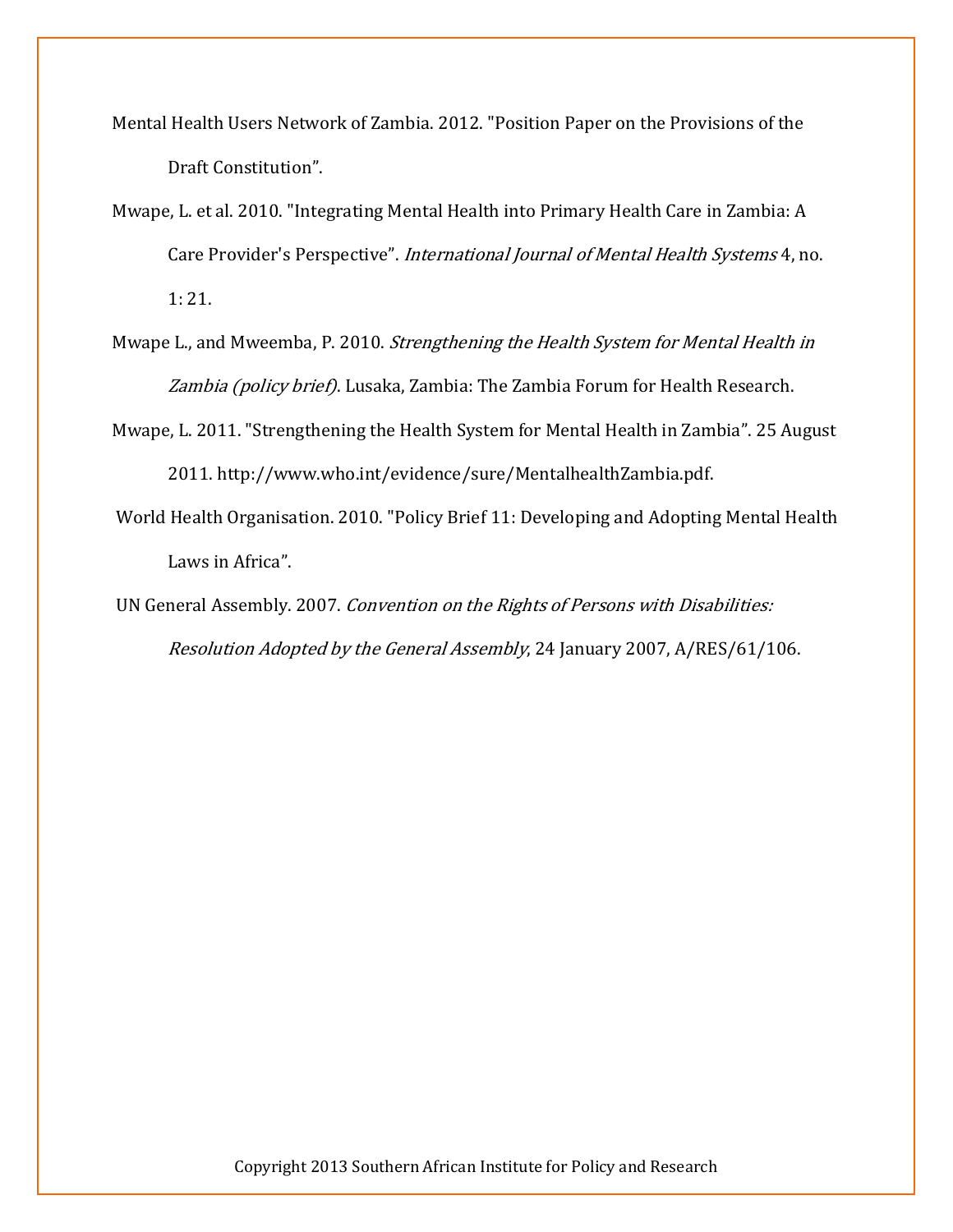Mental Health Users Network of Zambia. 2012. "Position Paper on the Provisions of the Draft Constitution".

Mwape, L. et al. 2010. "Integrating Mental Health into Primary Health Care in Zambia: A Care Provider's Perspective". *International Journal of Mental Health Systems* 4, no. 1: 21.

Mwape L., and Mweemba, P. 2010. *Strengthening the Health System for Mental Health in Zambia (policy brief)*. Lusaka, Zambia: The Zambia Forum for Health Research.

Mwape, L. 2011. "Strengthening the Health System for Mental Health in Zambia". 25 August 2011. http://www.who.int/evidence/sure/MentalhealthZambia.pdf.

World Health Organisation. 2010. "Policy Brief 11: Developing and Adopting Mental Health Laws in Africa".

UN General Assembly. 2007. *Convention on the Rights of Persons with Disabilities: Resolution Adopted by the General Assembly*, 24 January 2007, A/RES/61/106.

Copyright 2013 Southern African Institute for Policy and Research